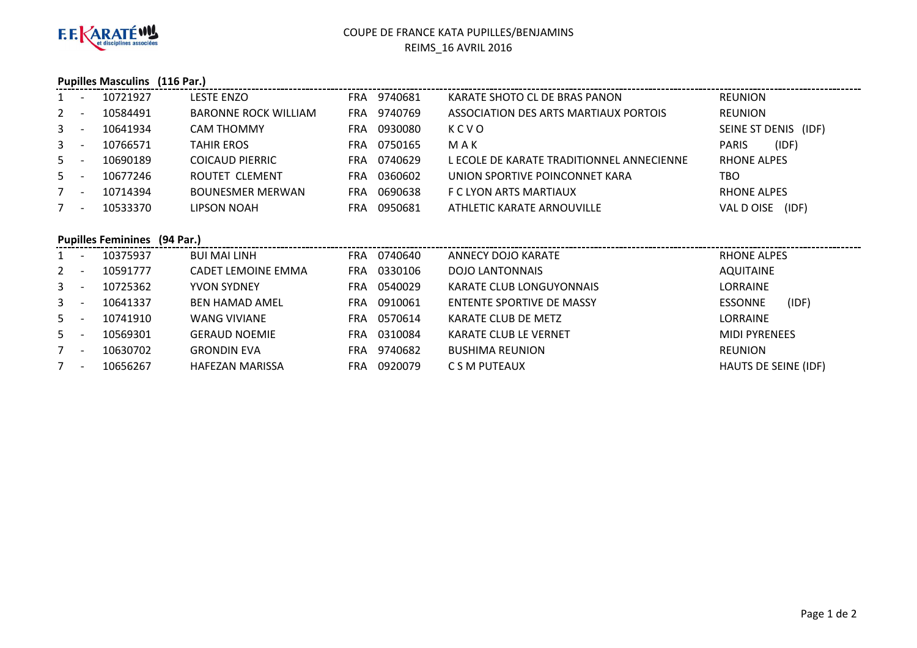# COUPE DE FRANCE KATA PUPILLES/BENJAMINS

REIMS_16 AVRIL 2016

## Pupilles Masculins (116 Par.)

| Rang | Licence | Nom | Pays | Club N° | Club | Ligue |
|---|---|---|---|---|---|---|
| 1 - | 10721927 | LESTE ENZO | FRA | 9740681 | KARATE SHOTO CL DE BRAS PANON | REUNION |
| 2 - | 10584491 | BARONNE ROCK WILLIAM | FRA | 9740769 | ASSOCIATION DES ARTS MARTIAUX PORTOIS | REUNION |
| 3 - | 10641934 | CAM THOMMY | FRA | 0930080 | K C V O | SEINE ST DENIS (IDF) |
| 3 - | 10766571 | TAHIR EROS | FRA | 0750165 | M A K | PARIS (IDF) |
| 5 - | 10690189 | COICAUD PIERRIC | FRA | 0740629 | L ECOLE DE KARATE TRADITIONNEL ANNECIENNE | RHONE ALPES |
| 5 - | 10677246 | ROUTET CLEMENT | FRA | 0360602 | UNION SPORTIVE POINCONNET KARA | TBO |
| 7 - | 10714394 | BOUNESMER MERWAN | FRA | 0690638 | F C LYON ARTS MARTIAUX | RHONE ALPES |
| 7 - | 10533370 | LIPSON NOAH | FRA | 0950681 | ATHLETIC KARATE ARNOUVILLE | VAL D OISE (IDF) |

## Pupilles Feminines (94 Par.)

| Rang | Licence | Nom | Pays | Club N° | Club | Ligue |
|---|---|---|---|---|---|---|
| 1 - | 10375937 | BUI MAI LINH | FRA | 0740640 | ANNECY DOJO KARATE | RHONE ALPES |
| 2 - | 10591777 | CADET LEMOINE EMMA | FRA | 0330106 | DOJO LANTONNAIS | AQUITAINE |
| 3 - | 10725362 | YVON SYDNEY | FRA | 0540029 | KARATE CLUB LONGUYONNAIS | LORRAINE |
| 3 - | 10641337 | BEN HAMAD AMEL | FRA | 0910061 | ENTENTE SPORTIVE DE MASSY | ESSONNE (IDF) |
| 5 - | 10741910 | WANG VIVIANE | FRA | 0570614 | KARATE CLUB DE METZ | LORRAINE |
| 5 - | 10569301 | GERAUD NOEMIE | FRA | 0310084 | KARATE CLUB LE VERNET | MIDI PYRENEES |
| 7 - | 10630702 | GRONDIN EVA | FRA | 9740682 | BUSHIMA REUNION | REUNION |
| 7 - | 10656267 | HAFEZAN MARISSA | FRA | 0920079 | C S M PUTEAUX | HAUTS DE SEINE (IDF) |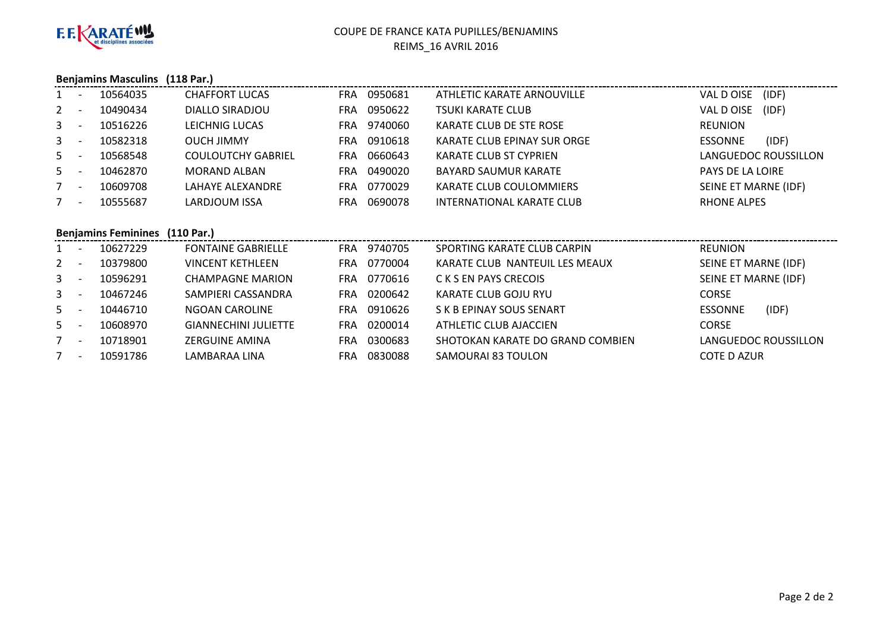COUPE DE FRANCE KATA PUPILLES/BENJAMINS
REIMS_16 AVRIL 2016

**Benjamins Masculins (118 Par.)**

| | | | | | | | |
|---|---|---|---|---|---|---|---|
| 1 | - | 10564035 | CHAFFORT LUCAS | FRA | 0950681 | ATHLETIC KARATE ARNOUVILLE | VAL D OISE (IDF) |
| 2 | - | 10490434 | DIALLO SIRADJOU | FRA | 0950622 | TSUKI KARATE CLUB | VAL D OISE (IDF) |
| 3 | - | 10516226 | LEICHNIG LUCAS | FRA | 9740060 | KARATE CLUB DE STE ROSE | REUNION |
| 3 | - | 10582318 | OUCH JIMMY | FRA | 0910618 | KARATE CLUB EPINAY SUR ORGE | ESSONNE (IDF) |
| 5 | - | 10568548 | COULOUTCHY GABRIEL | FRA | 0660643 | KARATE CLUB ST CYPRIEN | LANGUEDOC ROUSSILLON |
| 5 | - | 10462870 | MORAND ALBAN | FRA | 0490020 | BAYARD SAUMUR KARATE | PAYS DE LA LOIRE |
| 7 | - | 10609708 | LAHAYE ALEXANDRE | FRA | 0770029 | KARATE CLUB COULOMMIERS | SEINE ET MARNE (IDF) |
| 7 | - | 10555687 | LARDJOUM ISSA | FRA | 0690078 | INTERNATIONAL KARATE CLUB | RHONE ALPES |

**Benjamins Feminines (110 Par.)**

| | | | | | | | |
|---|---|---|---|---|---|---|---|
| 1 | - | 10627229 | FONTAINE GABRIELLE | FRA | 9740705 | SPORTING KARATE CLUB CARPIN | REUNION |
| 2 | - | 10379800 | VINCENT KETHLEEN | FRA | 0770004 | KARATE CLUB NANTEUIL LES MEAUX | SEINE ET MARNE (IDF) |
| 3 | - | 10596291 | CHAMPAGNE MARION | FRA | 0770616 | C K S EN PAYS CRECOIS | SEINE ET MARNE (IDF) |
| 3 | - | 10467246 | SAMPIERI CASSANDRA | FRA | 0200642 | KARATE CLUB GOJU RYU | CORSE |
| 5 | - | 10446710 | NGOAN CAROLINE | FRA | 0910626 | S K B EPINAY SOUS SENART | ESSONNE (IDF) |
| 5 | - | 10608970 | GIANNECHINI JULIETTE | FRA | 0200014 | ATHLETIC CLUB AJACCIEN | CORSE |
| 7 | - | 10718901 | ZERGUINE AMINA | FRA | 0300683 | SHOTOKAN KARATE DO GRAND COMBIEN | LANGUEDOC ROUSSILLON |
| 7 | - | 10591786 | LAMBARAA LINA | FRA | 0830088 | SAMOURAI 83 TOULON | COTE D AZUR |